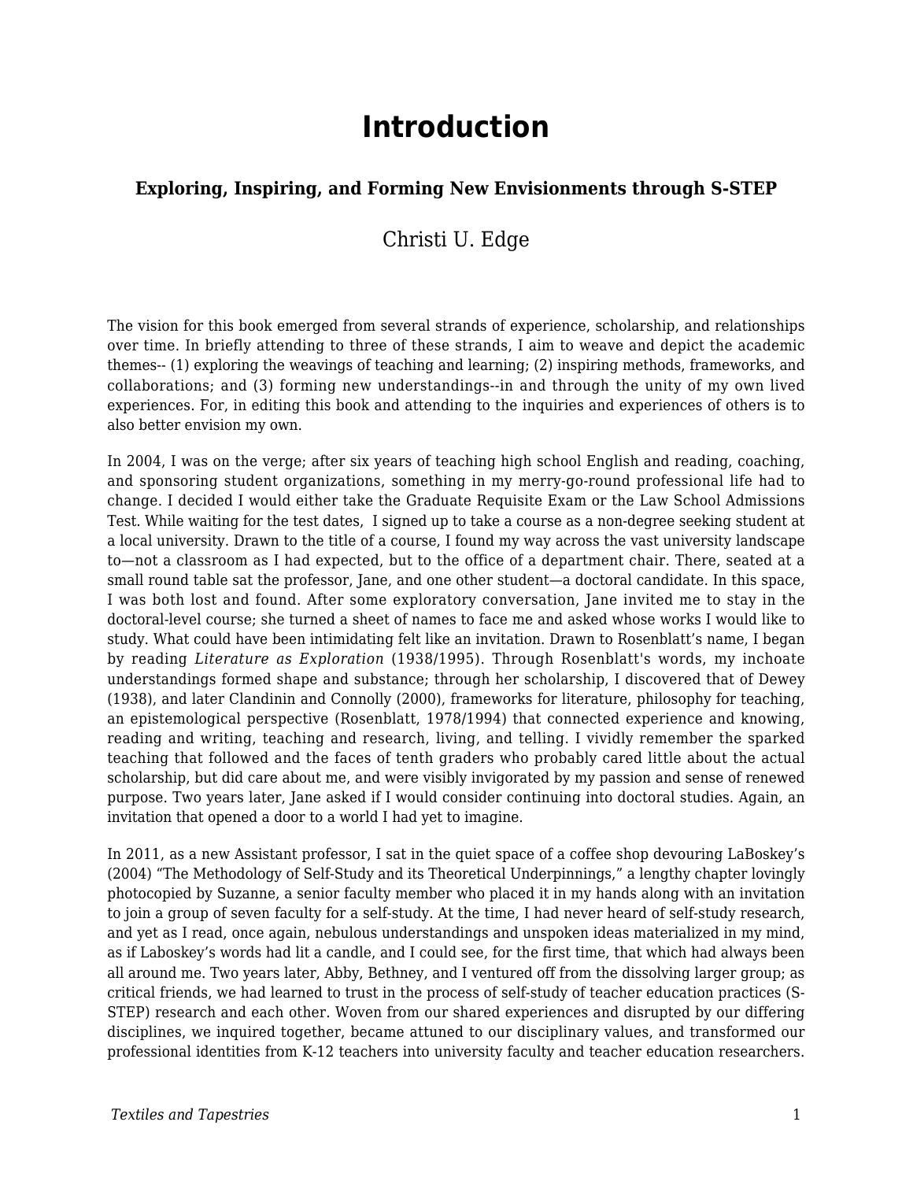# Introduction

### Exploring, Inspiring, and Forming New Envisionments through S-STEP

Christi U. Edge

The vision for this book emerged from several strands of experience, scholarship, and relationships over time. In briefly attending to three of these strands, I aim to weave and depict the academic themes-- (1) exploring the weavings of teaching and learning; (2) inspiring methods, frameworks, and collaborations; and (3) forming new understandings--in and through the unity of my own lived experiences. For, in editing this book and attending to the inquiries and experiences of others is to also better envision my own.

In 2004, I was on the verge; after six years of teaching high school English and reading, coaching, and sponsoring student organizations, something in my merry-go-round professional life had to change. I decided I would either take the Graduate Requisite Exam or the Law School Admissions Test. While waiting for the test dates, I signed up to take a course as a non-degree seeking student at a local university. Drawn to the title of a course, I found my way across the vast university landscape to—not a classroom as I had expected, but to the office of a department chair. There, seated at a small round table sat the professor, Jane, and one other student—a doctoral candidate. In this space, I was both lost and found. After some exploratory conversation, Jane invited me to stay in the doctoral-level course; she turned a sheet of names to face me and asked whose works I would like to study. What could have been intimidating felt like an invitation. Drawn to Rosenblatt's name, I began by reading *Literature as Exploration* (1938/1995). Through Rosenblatt's words, my inchoate understandings formed shape and substance; through her scholarship, I discovered that of Dewey (1938), and later Clandinin and Connolly (2000), frameworks for literature, philosophy for teaching, an epistemological perspective (Rosenblatt, 1978/1994) that connected experience and knowing, reading and writing, teaching and research, living, and telling. I vividly remember the sparked teaching that followed and the faces of tenth graders who probably cared little about the actual scholarship, but did care about me, and were visibly invigorated by my passion and sense of renewed purpose. Two years later, Jane asked if I would consider continuing into doctoral studies. Again, an invitation that opened a door to a world I had yet to imagine.

In 2011, as a new Assistant professor, I sat in the quiet space of a coffee shop devouring LaBoskey's (2004) "The Methodology of Self-Study and its Theoretical Underpinnings," a lengthy chapter lovingly photocopied by Suzanne, a senior faculty member who placed it in my hands along with an invitation to join a group of seven faculty for a self-study. At the time, I had never heard of self-study research, and yet as I read, once again, nebulous understandings and unspoken ideas materialized in my mind, as if Laboskey's words had lit a candle, and I could see, for the first time, that which had always been all around me. Two years later, Abby, Bethney, and I ventured off from the dissolving larger group; as critical friends, we had learned to trust in the process of self-study of teacher education practices (S-STEP) research and each other. Woven from our shared experiences and disrupted by our differing disciplines, we inquired together, became attuned to our disciplinary values, and transformed our professional identities from K-12 teachers into university faculty and teacher education researchers.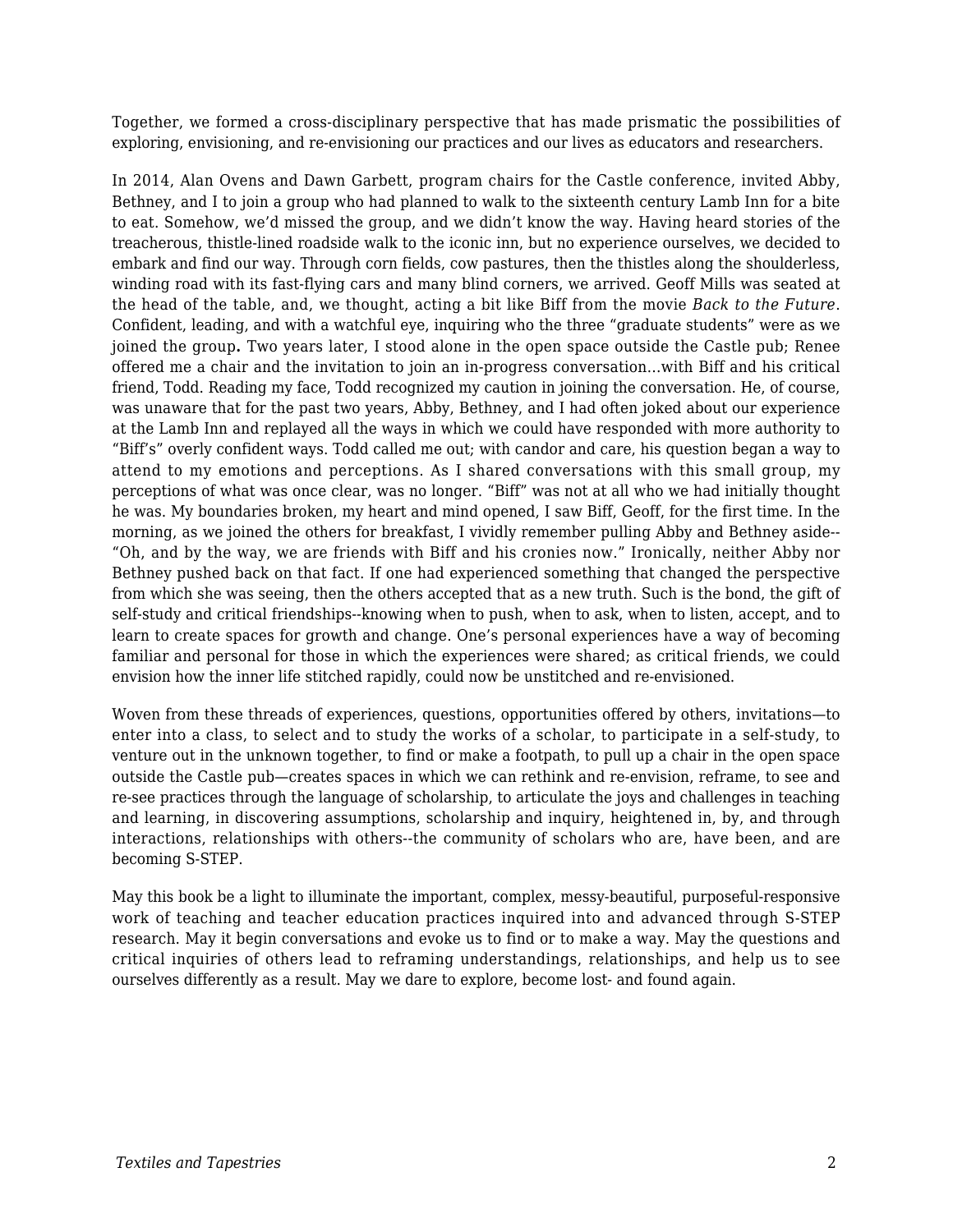Together, we formed a cross-disciplinary perspective that has made prismatic the possibilities of exploring, envisioning, and re-envisioning our practices and our lives as educators and researchers.

In 2014, Alan Ovens and Dawn Garbett, program chairs for the Castle conference, invited Abby, Bethney, and I to join a group who had planned to walk to the sixteenth century Lamb Inn for a bite to eat. Somehow, we'd missed the group, and we didn't know the way. Having heard stories of the treacherous, thistle-lined roadside walk to the iconic inn, but no experience ourselves, we decided to embark and find our way. Through corn fields, cow pastures, then the thistles along the shoulderless, winding road with its fast-flying cars and many blind corners, we arrived. Geoff Mills was seated at the head of the table, and, we thought, acting a bit like Biff from the movie *Back to the Future*. Confident, leading, and with a watchful eye, inquiring who the three "graduate students" were as we joined the group**.** Two years later, I stood alone in the open space outside the Castle pub; Renee offered me a chair and the invitation to join an in-progress conversation…with Biff and his critical friend, Todd. Reading my face, Todd recognized my caution in joining the conversation. He, of course, was unaware that for the past two years, Abby, Bethney, and I had often joked about our experience at the Lamb Inn and replayed all the ways in which we could have responded with more authority to "Biff's" overly confident ways. Todd called me out; with candor and care, his question began a way to attend to my emotions and perceptions. As I shared conversations with this small group, my perceptions of what was once clear, was no longer. "Biff" was not at all who we had initially thought he was. My boundaries broken, my heart and mind opened, I saw Biff, Geoff, for the first time. In the morning, as we joined the others for breakfast, I vividly remember pulling Abby and Bethney aside--"Oh, and by the way, we are friends with Biff and his cronies now." Ironically, neither Abby nor Bethney pushed back on that fact. If one had experienced something that changed the perspective from which she was seeing, then the others accepted that as a new truth. Such is the bond, the gift of self-study and critical friendships--knowing when to push, when to ask, when to listen, accept, and to learn to create spaces for growth and change. One's personal experiences have a way of becoming familiar and personal for those in which the experiences were shared; as critical friends, we could envision how the inner life stitched rapidly, could now be unstitched and re-envisioned.

Woven from these threads of experiences, questions, opportunities offered by others, invitations—to enter into a class, to select and to study the works of a scholar, to participate in a self-study, to venture out in the unknown together, to find or make a footpath, to pull up a chair in the open space outside the Castle pub—creates spaces in which we can rethink and re-envision, reframe, to see and re-see practices through the language of scholarship, to articulate the joys and challenges in teaching and learning, in discovering assumptions, scholarship and inquiry, heightened in, by, and through interactions, relationships with others--the community of scholars who are, have been, and are becoming S-STEP.

May this book be a light to illuminate the important, complex, messy-beautiful, purposeful-responsive work of teaching and teacher education practices inquired into and advanced through S-STEP research. May it begin conversations and evoke us to find or to make a way. May the questions and critical inquiries of others lead to reframing understandings, relationships, and help us to see ourselves differently as a result. May we dare to explore, become lost- and found again.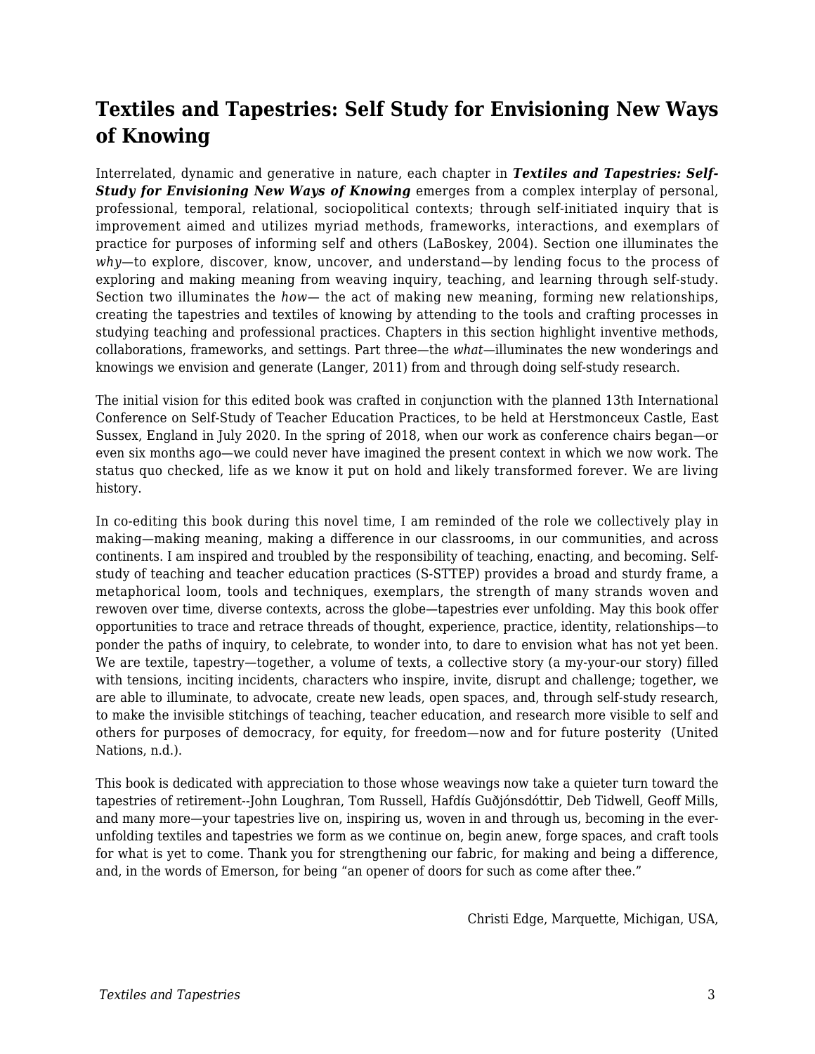## Textiles and Tapestries: Self Study for Envisioning New Ways of Knowing

Interrelated, dynamic and generative in nature, each chapter in ***Textiles and Tapestries: Self-Study for Envisioning New Ways of Knowing*** emerges from a complex interplay of personal, professional, temporal, relational, sociopolitical contexts; through self-initiated inquiry that is improvement aimed and utilizes myriad methods, frameworks, interactions, and exemplars of practice for purposes of informing self and others (LaBoskey, 2004). Section one illuminates the *why*—to explore, discover, know, uncover, and understand—by lending focus to the process of exploring and making meaning from weaving inquiry, teaching, and learning through self-study. Section two illuminates the *how*— the act of making new meaning, forming new relationships, creating the tapestries and textiles of knowing by attending to the tools and crafting processes in studying teaching and professional practices. Chapters in this section highlight inventive methods, collaborations, frameworks, and settings. Part three—the *what*—illuminates the new wonderings and knowings we envision and generate (Langer, 2011) from and through doing self-study research.

The initial vision for this edited book was crafted in conjunction with the planned 13th International Conference on Self-Study of Teacher Education Practices, to be held at Herstmonceux Castle, East Sussex, England in July 2020. In the spring of 2018, when our work as conference chairs began—or even six months ago—we could never have imagined the present context in which we now work. The status quo checked, life as we know it put on hold and likely transformed forever. We are living history.

In co-editing this book during this novel time, I am reminded of the role we collectively play in making—making meaning, making a difference in our classrooms, in our communities, and across continents. I am inspired and troubled by the responsibility of teaching, enacting, and becoming. Self-study of teaching and teacher education practices (S-STTEP) provides a broad and sturdy frame, a metaphorical loom, tools and techniques, exemplars, the strength of many strands woven and rewoven over time, diverse contexts, across the globe—tapestries ever unfolding. May this book offer opportunities to trace and retrace threads of thought, experience, practice, identity, relationships—to ponder the paths of inquiry, to celebrate, to wonder into, to dare to envision what has not yet been. We are textile, tapestry—together, a volume of texts, a collective story (a my-your-our story) filled with tensions, inciting incidents, characters who inspire, invite, disrupt and challenge; together, we are able to illuminate, to advocate, create new leads, open spaces, and, through self-study research, to make the invisible stitchings of teaching, teacher education, and research more visible to self and others for purposes of democracy, for equity, for freedom—now and for future posterity (United Nations, n.d.).

This book is dedicated with appreciation to those whose weavings now take a quieter turn toward the tapestries of retirement--John Loughran, Tom Russell, Hafdís Guðjónsdóttir, Deb Tidwell, Geoff Mills, and many more—your tapestries live on, inspiring us, woven in and through us, becoming in the ever-unfolding textiles and tapestries we form as we continue on, begin anew, forge spaces, and craft tools for what is yet to come. Thank you for strengthening our fabric, for making and being a difference, and, in the words of Emerson, for being "an opener of doors for such as come after thee."

Christi Edge, Marquette, Michigan, USA,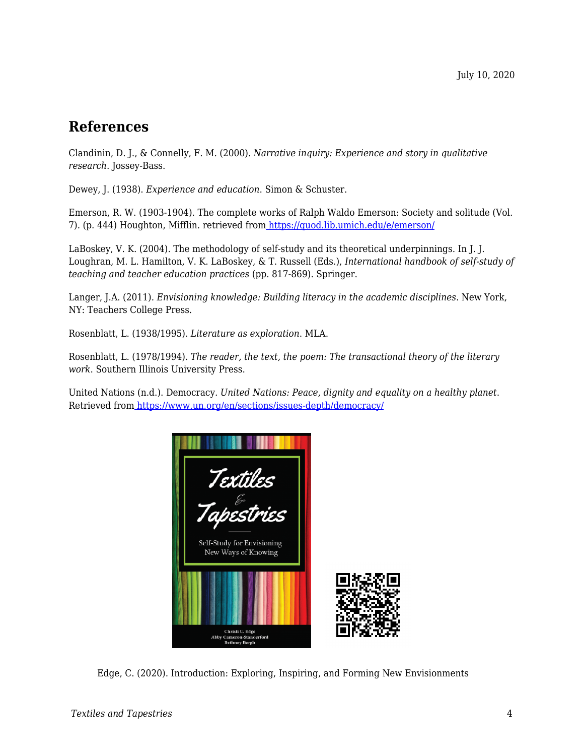July 10, 2020

## References

Clandinin, D. J., & Connelly, F. M. (2000). *Narrative inquiry: Experience and story in qualitative research*. Jossey-Bass.

Dewey, J. (1938). *Experience and education*. Simon & Schuster.

Emerson, R. W. (1903-1904). The complete works of Ralph Waldo Emerson: Society and solitude (Vol. 7). (p. 444) Houghton, Mifflin. retrieved from https://quod.lib.umich.edu/e/emerson/

LaBoskey, V. K. (2004). The methodology of self-study and its theoretical underpinnings. In J. J. Loughran, M. L. Hamilton, V. K. LaBoskey, & T. Russell (Eds.), *International handbook of self-study of teaching and teacher education practices* (pp. 817-869). Springer.

Langer, J.A. (2011). *Envisioning knowledge: Building literacy in the academic disciplines*. New York, NY: Teachers College Press.

Rosenblatt, L. (1938/1995). *Literature as exploration*. MLA.

Rosenblatt, L. (1978/1994). *The reader, the text, the poem: The transactional theory of the literary work*. Southern Illinois University Press.

United Nations (n.d.). Democracy. *United Nations: Peace, dignity and equality on a healthy planet*. Retrieved from https://www.un.org/en/sections/issues-depth/democracy/

Edge, C. (2020). Introduction: Exploring, Inspiring, and Forming New Envisionments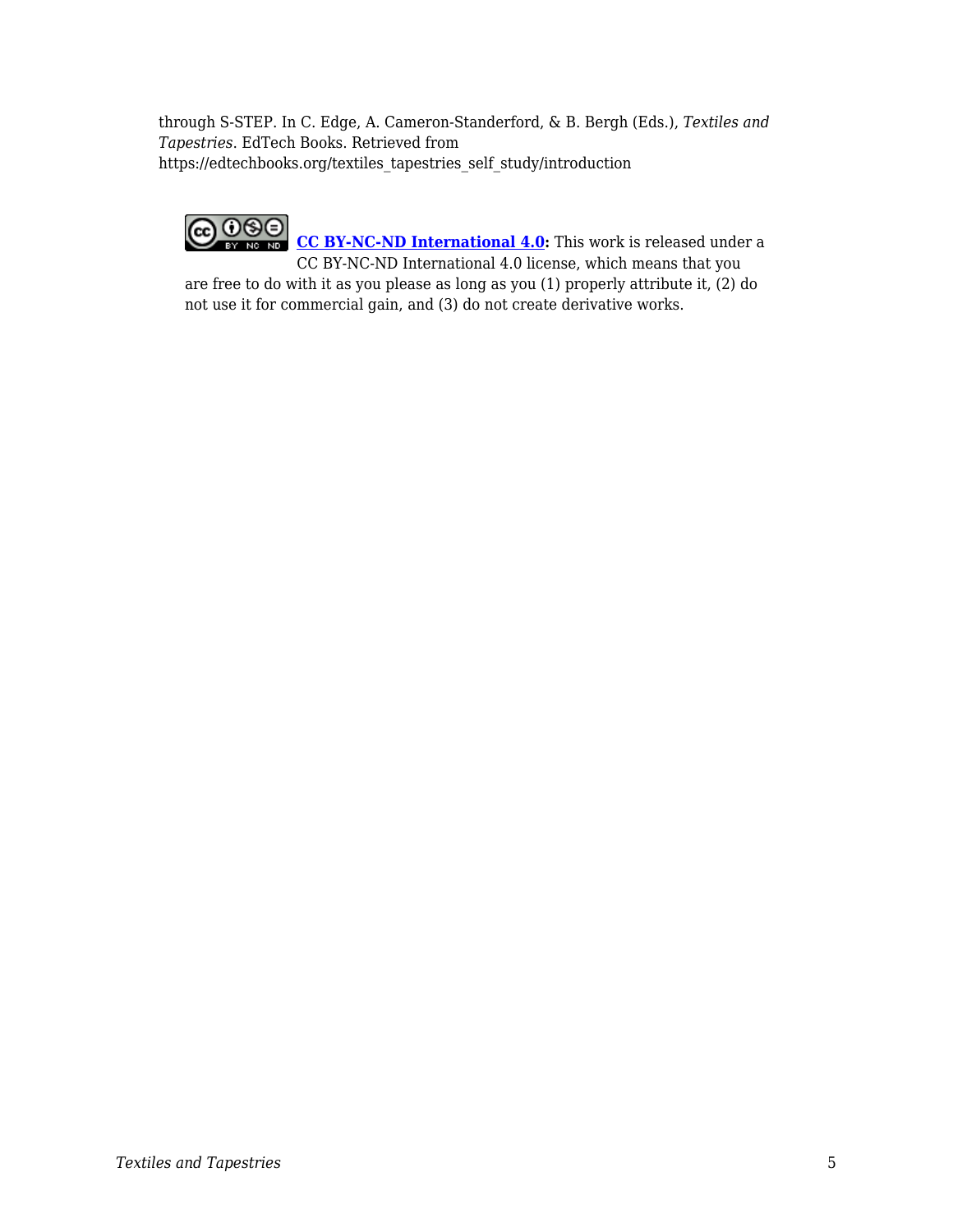through S-STEP. In C. Edge, A. Cameron-Standerford, & B. Bergh (Eds.), *Textiles and Tapestries*. EdTech Books. Retrieved from https://edtechbooks.org/textiles_tapestries_self_study/introduction

**CC BY-NC-ND International 4.0:** This work is released under a CC BY-NC-ND International 4.0 license, which means that you are free to do with it as you please as long as you (1) properly attribute it, (2) do not use it for commercial gain, and (3) do not create derivative works.